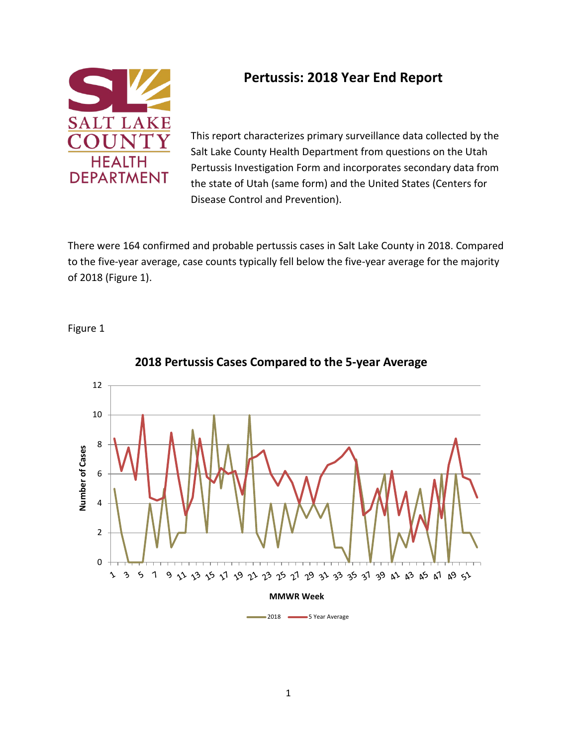# Pertussis: 2018 Year End Report

SALT LAKE COUNTY HEALTH DEPARTMENT

This report characterizes primary surveillance data collected by the Salt Lake County Health Department from questions on the Utah Pertussis Investigation Form and incorporates secondary data from the state of Utah (same form) and the United States (Centers for Disease Control and Prevention).

There were 164 confirmed and probable pertussis cases in Salt Lake County in 2018. Compared to the five-year average, case counts typically fell below the five-year average for the majority of 2018 (Figure 1).

Figure 1

**2018 Pertussis Cases Compared to the 5-year Average**

Y-axis: Number of Cases (0–12). X-axis: MMWR Week (1–51). Legend: 2018; 5 Year Average.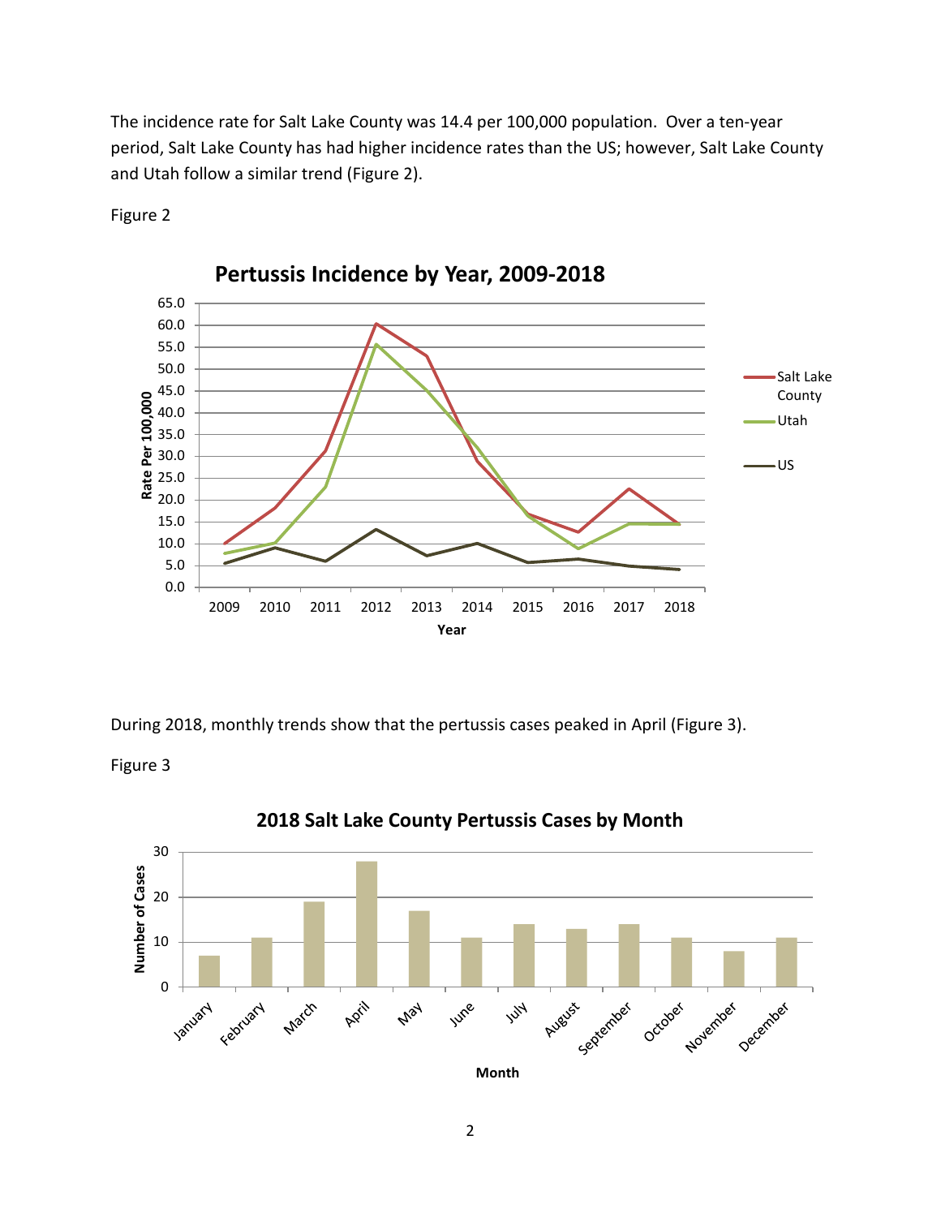The incidence rate for Salt Lake County was 14.4 per 100,000 population. Over a ten-year period, Salt Lake County has had higher incidence rates than the US; however, Salt Lake County and Utah follow a similar trend (Figure 2).

Figure 2

During 2018, monthly trends show that the pertussis cases peaked in April (Figure 3).

Figure 3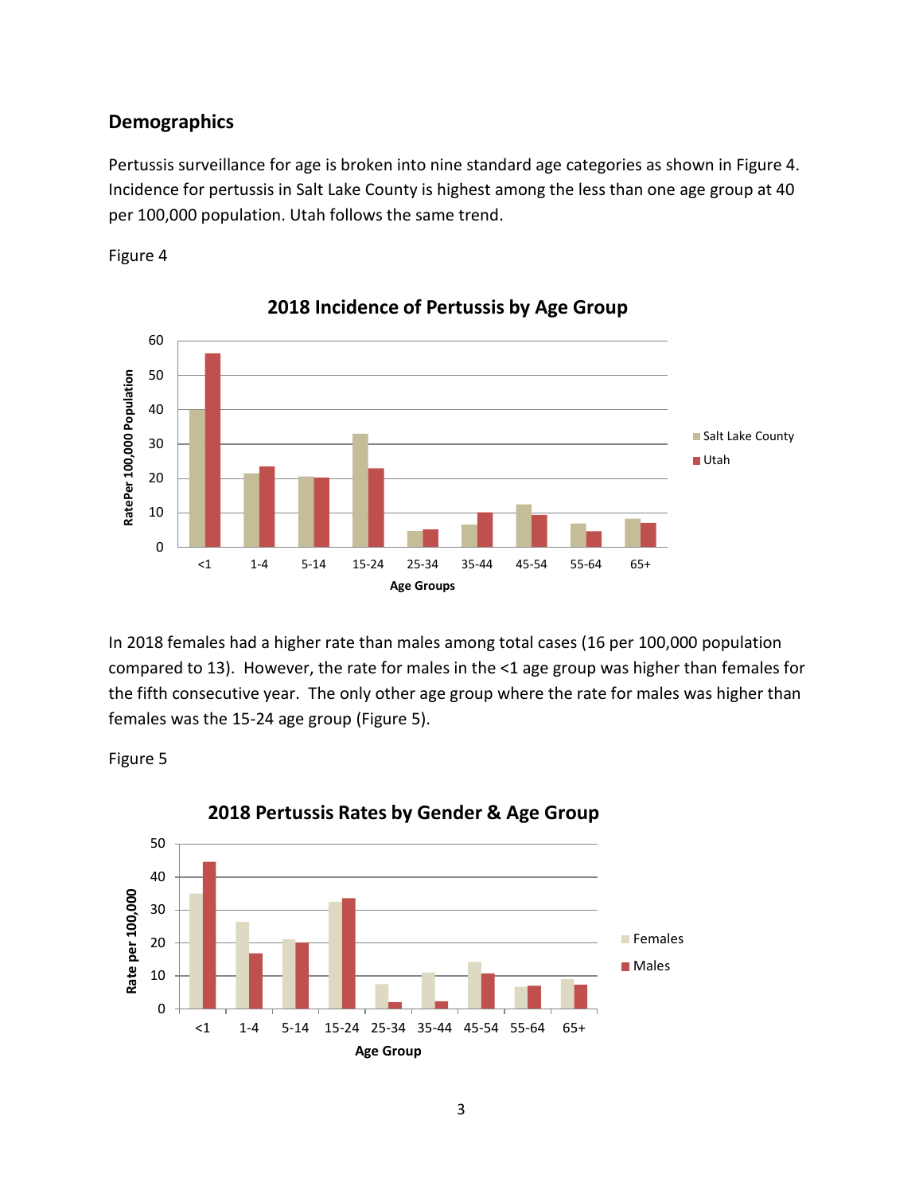## Demographics

Pertussis surveillance for age is broken into nine standard age categories as shown in Figure 4. Incidence for pertussis in Salt Lake County is highest among the less than one age group at 40 per 100,000 population. Utah follows the same trend.

Figure 4

In 2018 females had a higher rate than males among total cases (16 per 100,000 population compared to 13). However, the rate for males in the <1 age group was higher than females for the fifth consecutive year. The only other age group where the rate for males was higher than females was the 15-24 age group (Figure 5).

Figure 5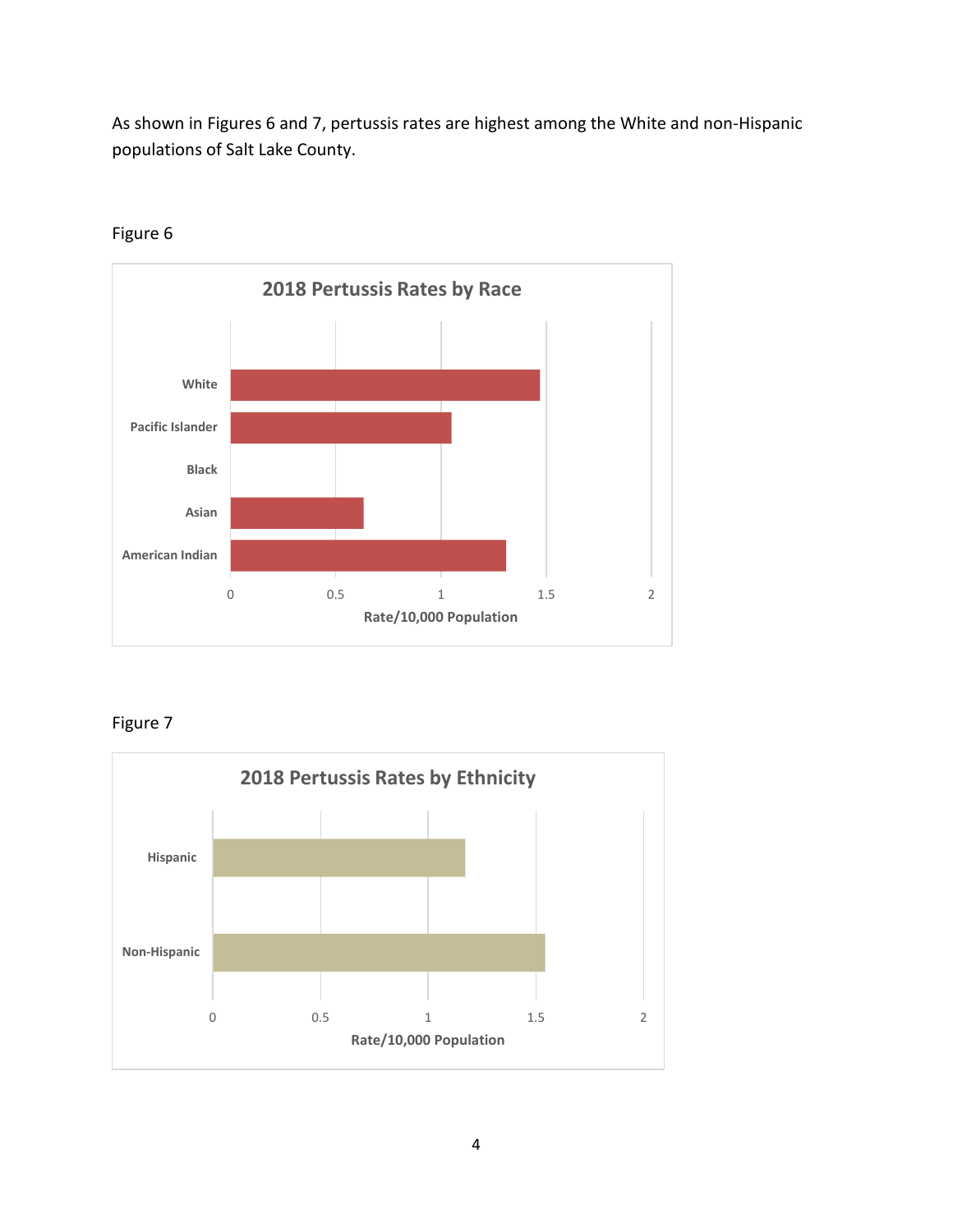As shown in Figures 6 and 7, pertussis rates are highest among the White and non-Hispanic populations of Salt Lake County.

Figure 6

**2018 Pertussis Rates by Race**

Figure 7

**2018 Pertussis Rates by Ethnicity**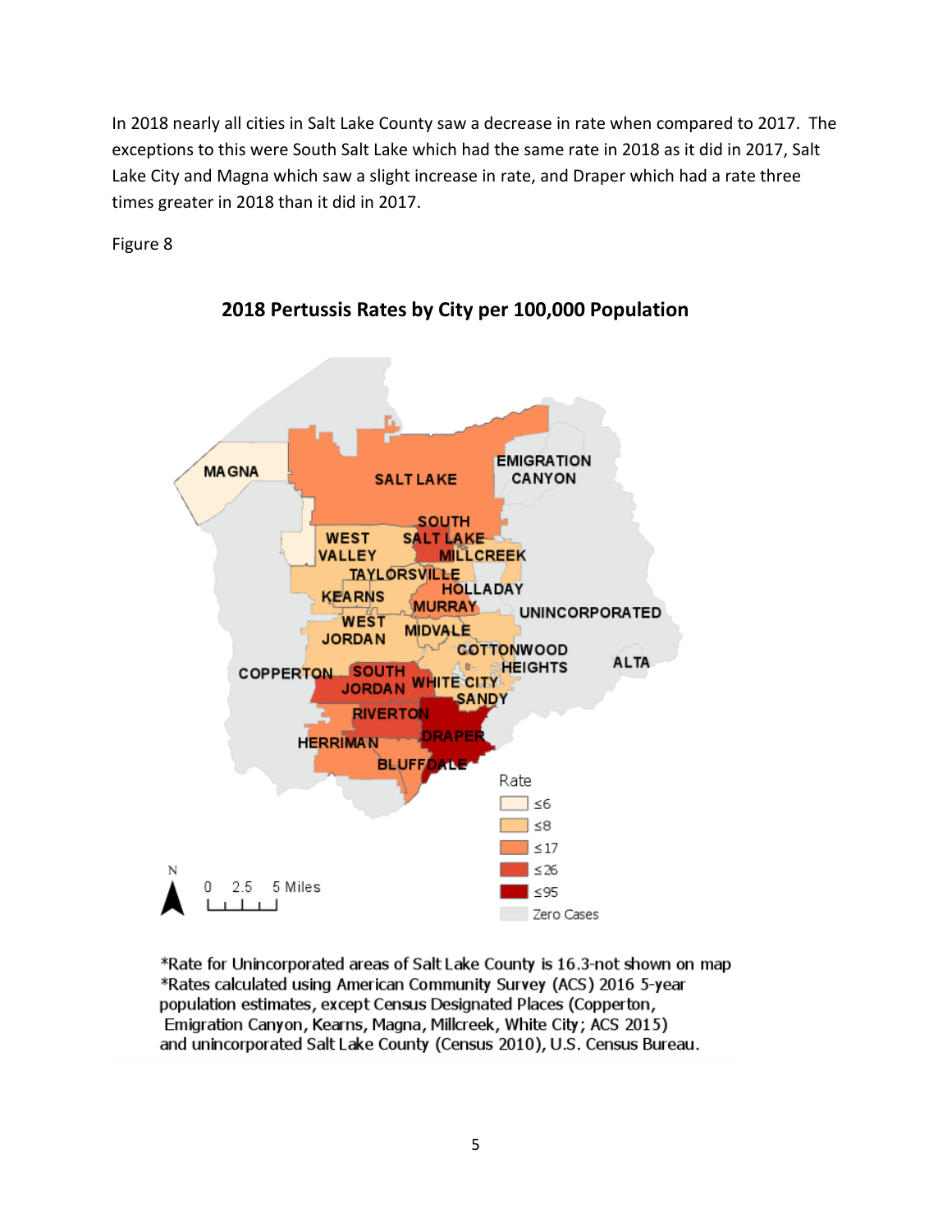In 2018 nearly all cities in Salt Lake County saw a decrease in rate when compared to 2017. The exceptions to this were South Salt Lake which had the same rate in 2018 as it did in 2017, Salt Lake City and Magna which saw a slight increase in rate, and Draper which had a rate three times greater in 2018 than it did in 2017.

Figure 8

**2018 Pertussis Rates by City per 100,000 Population**

*Rate for Unincorporated areas of Salt Lake County is 16.3-not shown on map
*Rates calculated using American Community Survey (ACS) 2016 5-year population estimates, except Census Designated Places (Copperton, Emigration Canyon, Kearns, Magna, Millcreek, White City; ACS 2015) and unincorporated Salt Lake County (Census 2010), U.S. Census Bureau.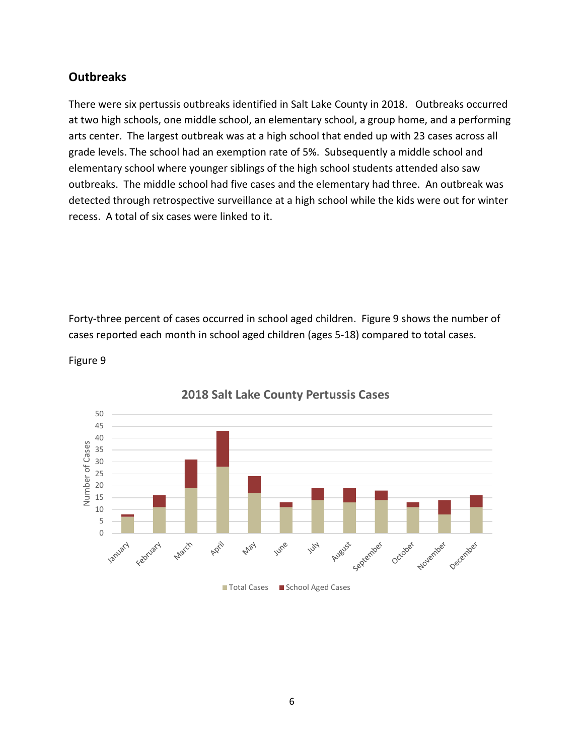## Outbreaks

There were six pertussis outbreaks identified in Salt Lake County in 2018. Outbreaks occurred at two high schools, one middle school, an elementary school, a group home, and a performing arts center. The largest outbreak was at a high school that ended up with 23 cases across all grade levels. The school had an exemption rate of 5%. Subsequently a middle school and elementary school where younger siblings of the high school students attended also saw outbreaks. The middle school had five cases and the elementary had three. An outbreak was detected through retrospective surveillance at a high school while the kids were out for winter recess. A total of six cases were linked to it.

Forty-three percent of cases occurred in school aged children. Figure 9 shows the number of cases reported each month in school aged children (ages 5-18) compared to total cases.

Figure 9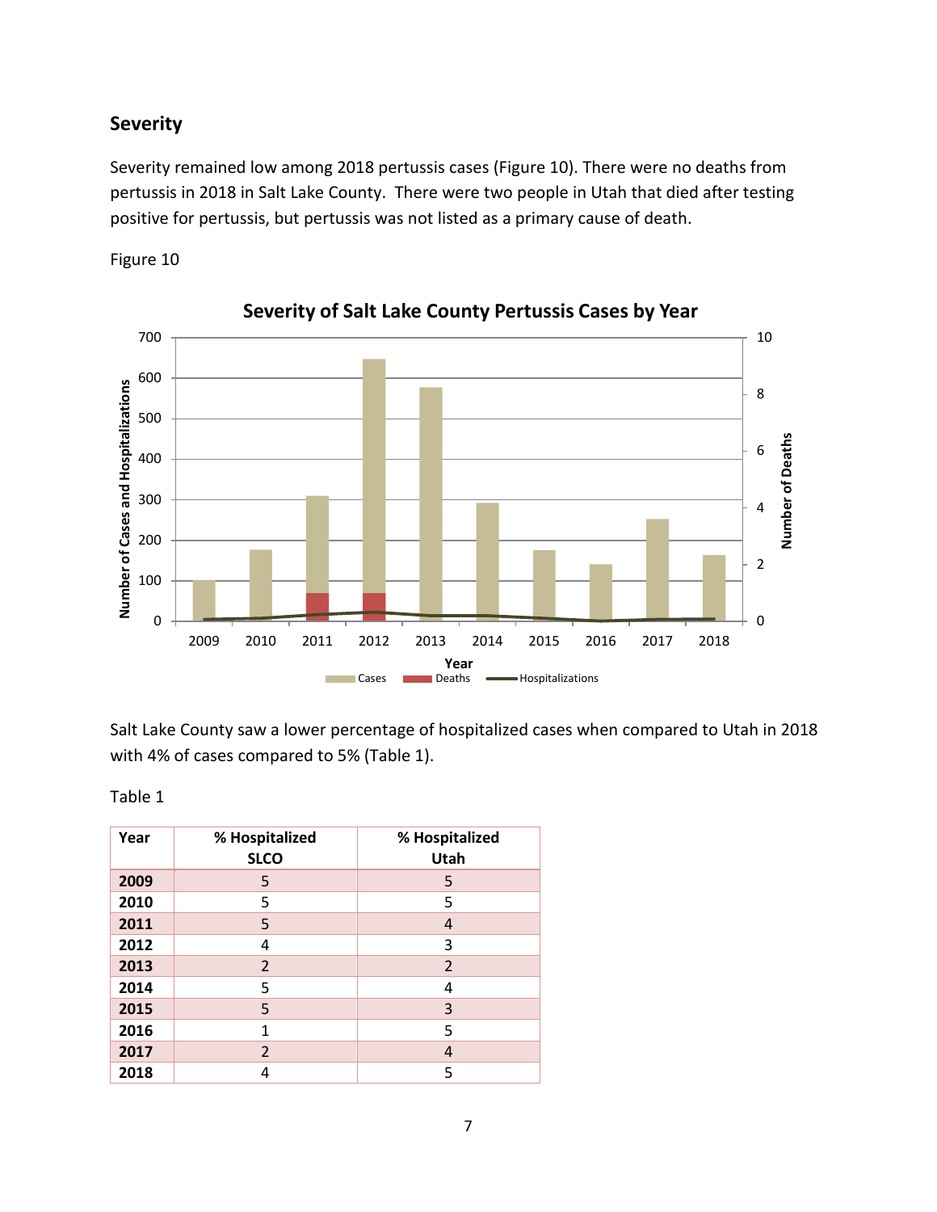## Severity

Severity remained low among 2018 pertussis cases (Figure 10). There were no deaths from pertussis in 2018 in Salt Lake County. There were two people in Utah that died after testing positive for pertussis, but pertussis was not listed as a primary cause of death.

Figure 10

Salt Lake County saw a lower percentage of hospitalized cases when compared to Utah in 2018 with 4% of cases compared to 5% (Table 1).

Table 1

| Year | % Hospitalized SLCO | % Hospitalized Utah |
|---|---|---|
| **2009** | 5 | 5 |
| **2010** | 5 | 5 |
| **2011** | 5 | 4 |
| **2012** | 4 | 3 |
| **2013** | 2 | 2 |
| **2014** | 5 | 4 |
| **2015** | 5 | 3 |
| **2016** | 1 | 5 |
| **2017** | 2 | 4 |
| **2018** | 4 | 5 |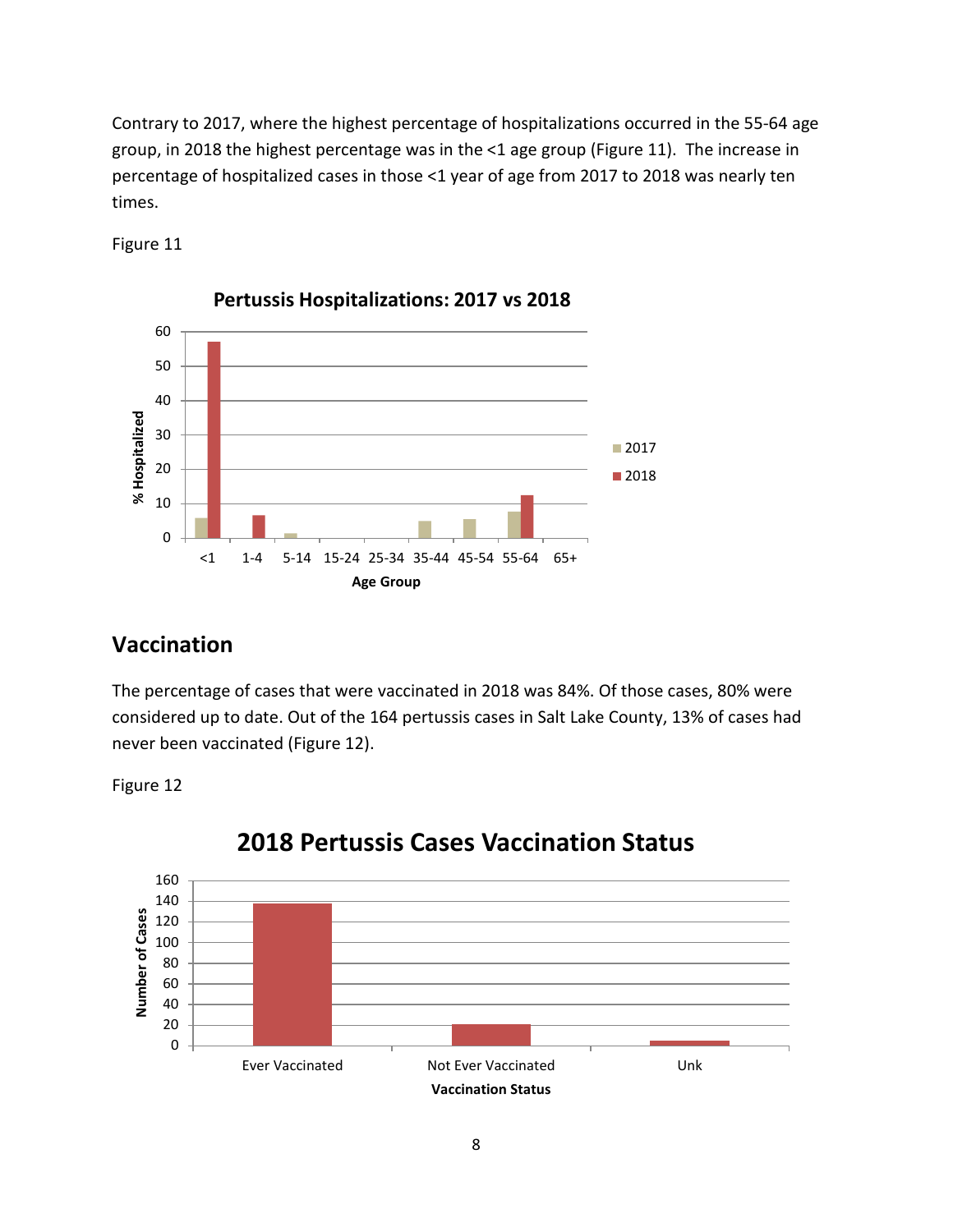Contrary to 2017, where the highest percentage of hospitalizations occurred in the 55-64 age group, in 2018 the highest percentage was in the <1 age group (Figure 11). The increase in percentage of hospitalized cases in those <1 year of age from 2017 to 2018 was nearly ten times.

Figure 11

## Vaccination

The percentage of cases that were vaccinated in 2018 was 84%. Of those cases, 80% were considered up to date. Out of the 164 pertussis cases in Salt Lake County, 13% of cases had never been vaccinated (Figure 12).

Figure 12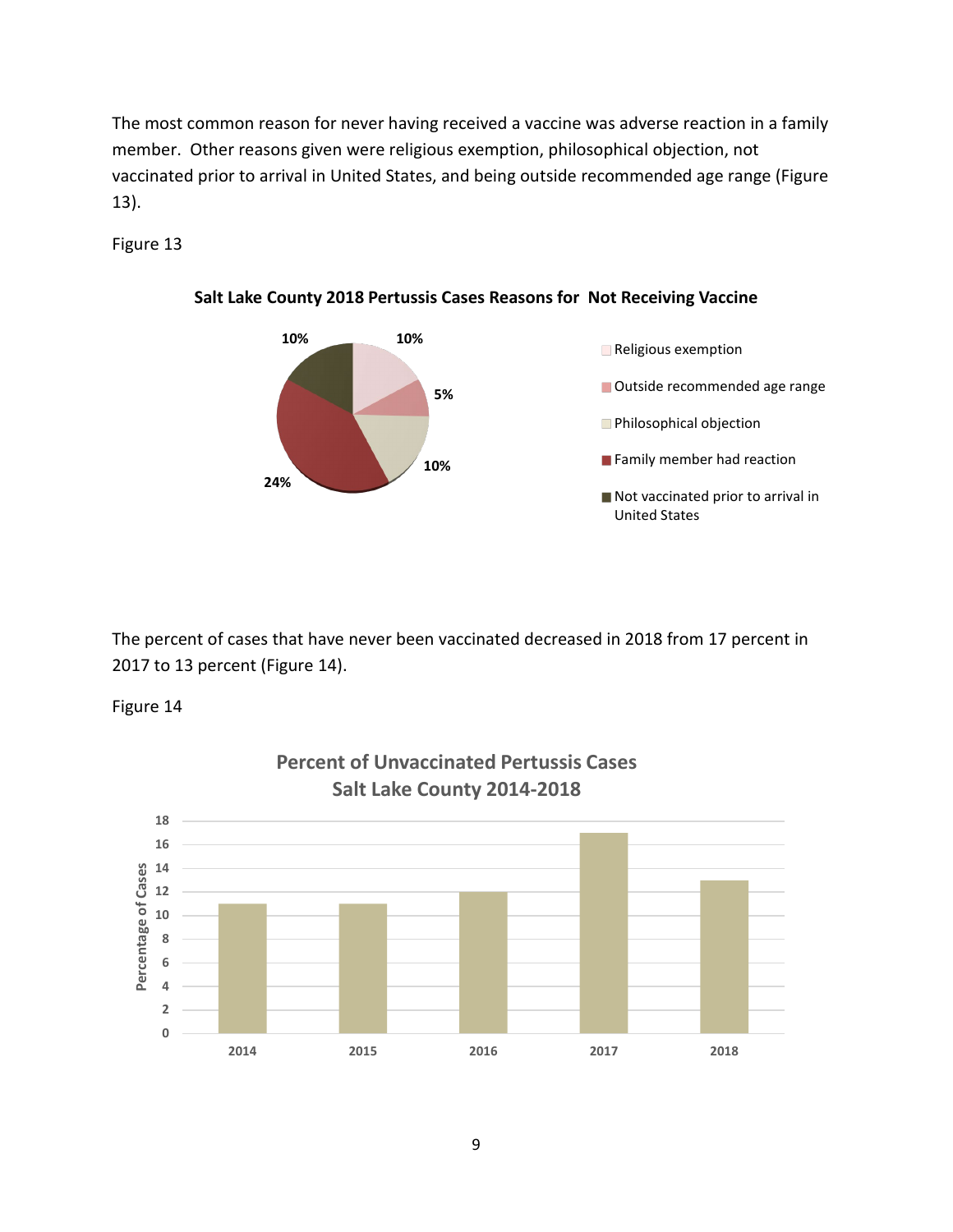The most common reason for never having received a vaccine was adverse reaction in a family member. Other reasons given were religious exemption, philosophical objection, not vaccinated prior to arrival in United States, and being outside recommended age range (Figure 13).

Figure 13

**Salt Lake County 2018 Pertussis Cases Reasons for Not Receiving Vaccine**

| Reason | Percent |
|---|---|
| Religious exemption | 10% |
| Outside recommended age range | 5% |
| Philosophical objection | 10% |
| Family member had reaction | 24% |
| Not vaccinated prior to arrival in United States | 10% |

The percent of cases that have never been vaccinated decreased in 2018 from 17 percent in 2017 to 13 percent (Figure 14).

Figure 14

**Percent of Unvaccinated Pertussis Cases Salt Lake County 2014-2018**

| Year | Percentage of Cases |
|---|---|
| 2014 | 11 |
| 2015 | 11 |
| 2016 | 12 |
| 2017 | 17 |
| 2018 | 13 |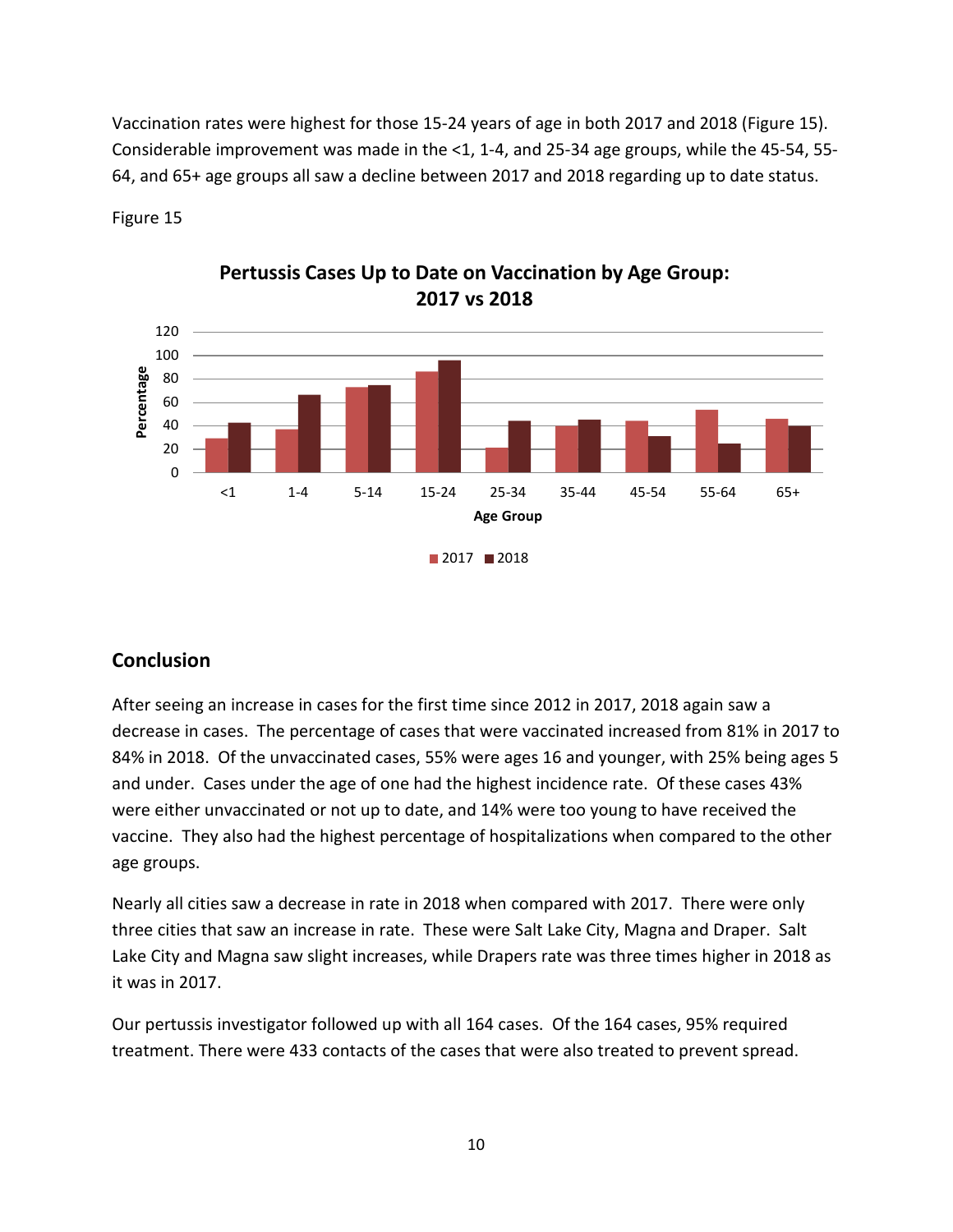Vaccination rates were highest for those 15-24 years of age in both 2017 and 2018 (Figure 15). Considerable improvement was made in the <1, 1-4, and 25-34 age groups, while the 45-54, 55-64, and 65+ age groups all saw a decline between 2017 and 2018 regarding up to date status.

Figure 15

**Pertussis Cases Up to Date on Vaccination by Age Group: 2017 vs 2018**

Percentage

120
100
80
60
40
20
0

<1
1-4
5-14
15-24
25-34
35-44
45-54
55-64
65+

Age Group

2017
2018

## Conclusion

After seeing an increase in cases for the first time since 2012 in 2017, 2018 again saw a decrease in cases. The percentage of cases that were vaccinated increased from 81% in 2017 to 84% in 2018. Of the unvaccinated cases, 55% were ages 16 and younger, with 25% being ages 5 and under. Cases under the age of one had the highest incidence rate. Of these cases 43% were either unvaccinated or not up to date, and 14% were too young to have received the vaccine. They also had the highest percentage of hospitalizations when compared to the other age groups.

Nearly all cities saw a decrease in rate in 2018 when compared with 2017. There were only three cities that saw an increase in rate. These were Salt Lake City, Magna and Draper. Salt Lake City and Magna saw slight increases, while Drapers rate was three times higher in 2018 as it was in 2017.

Our pertussis investigator followed up with all 164 cases. Of the 164 cases, 95% required treatment. There were 433 contacts of the cases that were also treated to prevent spread.